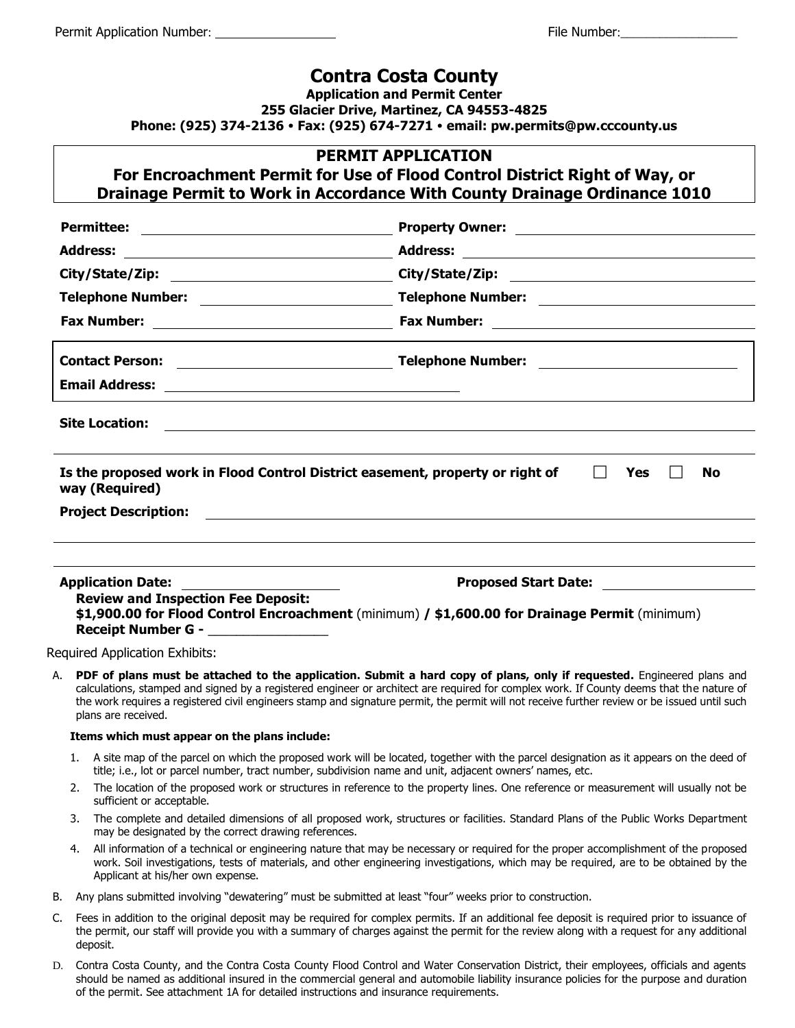Permit Application Number: _______________ File Number: _______________

# Contra Costa County

**Application and Permit Center**
**255 Glacier Drive, Martinez, CA 94553-4825**
**Phone: (925) 374-2136 • Fax: (925) 674-7271 • email: pw.permits@pw.cccounty.us**

## PERMIT APPLICATION
## For Encroachment Permit for Use of Flood Control District Right of Way, or Drainage Permit to Work in Accordance With County Drainage Ordinance 1010

**Permittee:** _______________ **Property Owner:** _______________

**Address:** _______________ **Address:** _______________

**City/State/Zip:** _______________ **City/State/Zip:** _______________

**Telephone Number:** _______________ **Telephone Number:** _______________

**Fax Number:** _______________ **Fax Number:** _______________

**Contact Person:** _______________ **Telephone Number:** _______________

**Email Address:** _______________

**Site Location:** _______________

**Is the proposed work in Flood Control District easement, property or right of way (Required)** ☐ **Yes** ☐ **No**

**Project Description:** _______________

**Application Date:** _______________ **Proposed Start Date:** _______________

**Review and Inspection Fee Deposit:**
**$1,900.00 for Flood Control Encroachment** (minimum) **/ $1,600.00 for Drainage Permit** (minimum)
**Receipt Number G -** _______________

Required Application Exhibits:

A. **PDF of plans must be attached to the application. Submit a hard copy of plans, only if requested.** Engineered plans and calculations, stamped and signed by a registered engineer or architect are required for complex work. If County deems that the nature of the work requires a registered civil engineers stamp and signature permit, the permit will not receive further review or be issued until such plans are received.

   **Items which must appear on the plans include:**

   1. A site map of the parcel on which the proposed work will be located, together with the parcel designation as it appears on the deed of title; i.e., lot or parcel number, tract number, subdivision name and unit, adjacent owners' names, etc.
   2. The location of the proposed work or structures in reference to the property lines. One reference or measurement will usually not be sufficient or acceptable.
   3. The complete and detailed dimensions of all proposed work, structures or facilities. Standard Plans of the Public Works Department may be designated by the correct drawing references.
   4. All information of a technical or engineering nature that may be necessary or required for the proper accomplishment of the proposed work. Soil investigations, tests of materials, and other engineering investigations, which may be required, are to be obtained by the Applicant at his/her own expense.

B. Any plans submitted involving "dewatering" must be submitted at least "four" weeks prior to construction.

C. Fees in addition to the original deposit may be required for complex permits. If an additional fee deposit is required prior to issuance of the permit, our staff will provide you with a summary of charges against the permit for the review along with a request for any additional deposit.

D. Contra Costa County, and the Contra Costa County Flood Control and Water Conservation District, their employees, officials and agents should be named as additional insured in the commercial general and automobile liability insurance policies for the purpose and duration of the permit. See attachment 1A for detailed instructions and insurance requirements.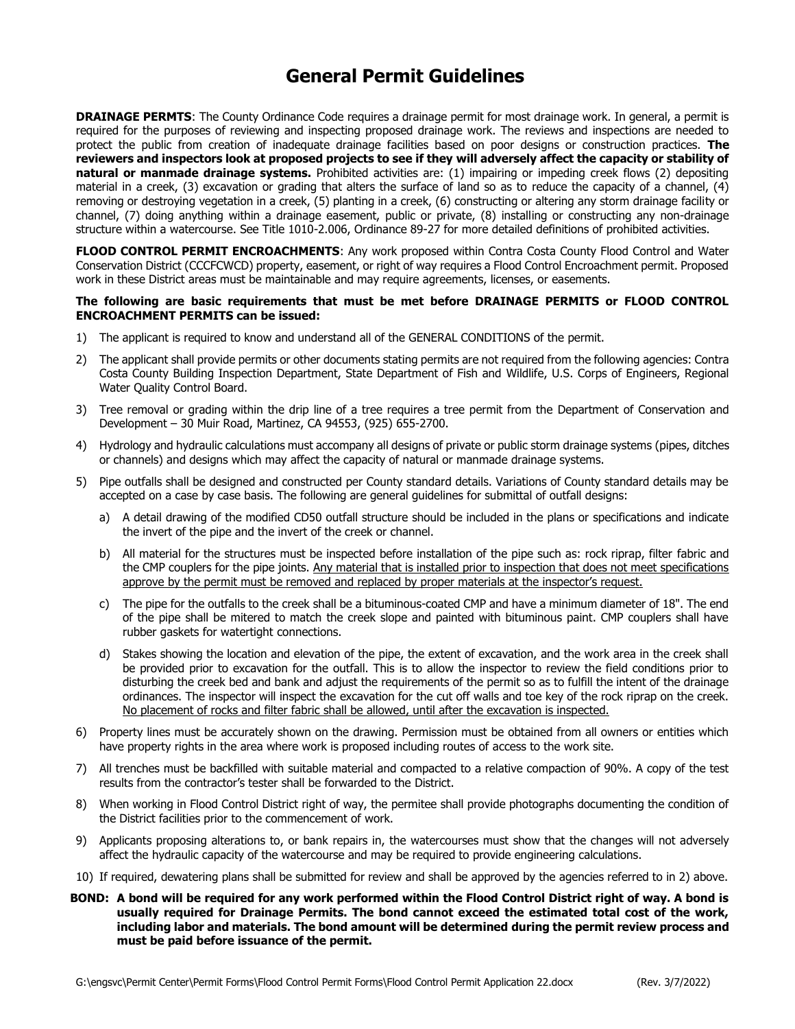# General Permit Guidelines

**DRAINAGE PERMTS**: The County Ordinance Code requires a drainage permit for most drainage work. In general, a permit is required for the purposes of reviewing and inspecting proposed drainage work. The reviews and inspections are needed to protect the public from creation of inadequate drainage facilities based on poor designs or construction practices. **The reviewers and inspectors look at proposed projects to see if they will adversely affect the capacity or stability of natural or manmade drainage systems.** Prohibited activities are: (1) impairing or impeding creek flows (2) depositing material in a creek, (3) excavation or grading that alters the surface of land so as to reduce the capacity of a channel, (4) removing or destroying vegetation in a creek, (5) planting in a creek, (6) constructing or altering any storm drainage facility or channel, (7) doing anything within a drainage easement, public or private, (8) installing or constructing any non-drainage structure within a watercourse. See Title 1010-2.006, Ordinance 89-27 for more detailed definitions of prohibited activities.

**FLOOD CONTROL PERMIT ENCROACHMENTS**: Any work proposed within Contra Costa County Flood Control and Water Conservation District (CCCFCWCD) property, easement, or right of way requires a Flood Control Encroachment permit. Proposed work in these District areas must be maintainable and may require agreements, licenses, or easements.

**The following are basic requirements that must be met before DRAINAGE PERMITS or FLOOD CONTROL ENCROACHMENT PERMITS can be issued:**

1) The applicant is required to know and understand all of the GENERAL CONDITIONS of the permit.
2) The applicant shall provide permits or other documents stating permits are not required from the following agencies: Contra Costa County Building Inspection Department, State Department of Fish and Wildlife, U.S. Corps of Engineers, Regional Water Quality Control Board.
3) Tree removal or grading within the drip line of a tree requires a tree permit from the Department of Conservation and Development – 30 Muir Road, Martinez, CA 94553, (925) 655-2700.
4) Hydrology and hydraulic calculations must accompany all designs of private or public storm drainage systems (pipes, ditches or channels) and designs which may affect the capacity of natural or manmade drainage systems.
5) Pipe outfalls shall be designed and constructed per County standard details. Variations of County standard details may be accepted on a case by case basis. The following are general guidelines for submittal of outfall designs:
   a) A detail drawing of the modified CD50 outfall structure should be included in the plans or specifications and indicate the invert of the pipe and the invert of the creek or channel.
   b) All material for the structures must be inspected before installation of the pipe such as: rock riprap, filter fabric and the CMP couplers for the pipe joints. <u>Any material that is installed prior to inspection that does not meet specifications approve by the permit must be removed and replaced by proper materials at the inspector's request.</u>
   c) The pipe for the outfalls to the creek shall be a bituminous-coated CMP and have a minimum diameter of 18". The end of the pipe shall be mitered to match the creek slope and painted with bituminous paint. CMP couplers shall have rubber gaskets for watertight connections.
   d) Stakes showing the location and elevation of the pipe, the extent of excavation, and the work area in the creek shall be provided prior to excavation for the outfall. This is to allow the inspector to review the field conditions prior to disturbing the creek bed and bank and adjust the requirements of the permit so as to fulfill the intent of the drainage ordinances. The inspector will inspect the excavation for the cut off walls and toe key of the rock riprap on the creek. <u>No placement of rocks and filter fabric shall be allowed, until after the excavation is inspected.</u>
6) Property lines must be accurately shown on the drawing. Permission must be obtained from all owners or entities which have property rights in the area where work is proposed including routes of access to the work site.
7) All trenches must be backfilled with suitable material and compacted to a relative compaction of 90%. A copy of the test results from the contractor's tester shall be forwarded to the District.
8) When working in Flood Control District right of way, the permitee shall provide photographs documenting the condition of the District facilities prior to the commencement of work.
9) Applicants proposing alterations to, or bank repairs in, the watercourses must show that the changes will not adversely affect the hydraulic capacity of the watercourse and may be required to provide engineering calculations.
10) If required, dewatering plans shall be submitted for review and shall be approved by the agencies referred to in 2) above.

**BOND: A bond will be required for any work performed within the Flood Control District right of way. A bond is usually required for Drainage Permits. The bond cannot exceed the estimated total cost of the work, including labor and materials. The bond amount will be determined during the permit review process and must be paid before issuance of the permit.**

G:\engsvc\Permit Center\Permit Forms\Flood Control Permit Forms\Flood Control Permit Application 22.docx (Rev. 3/7/2022)